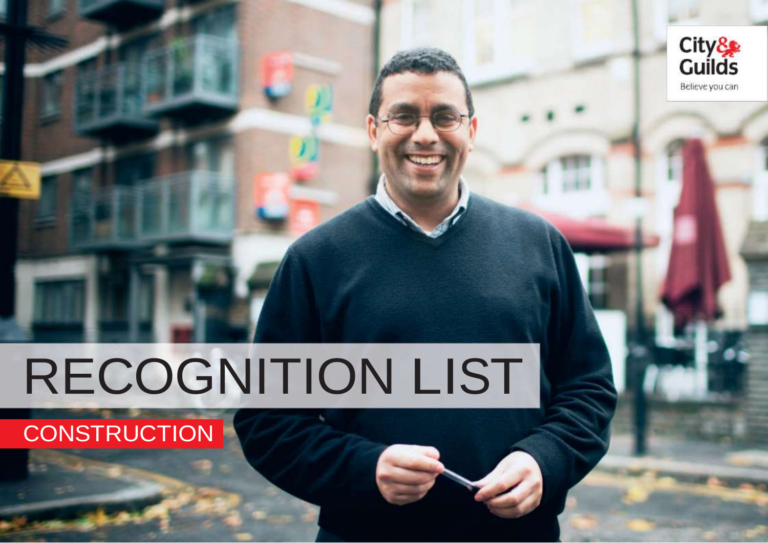City & Guilds

Believe you can

# RECOGNITION LIST

## CONSTRUCTION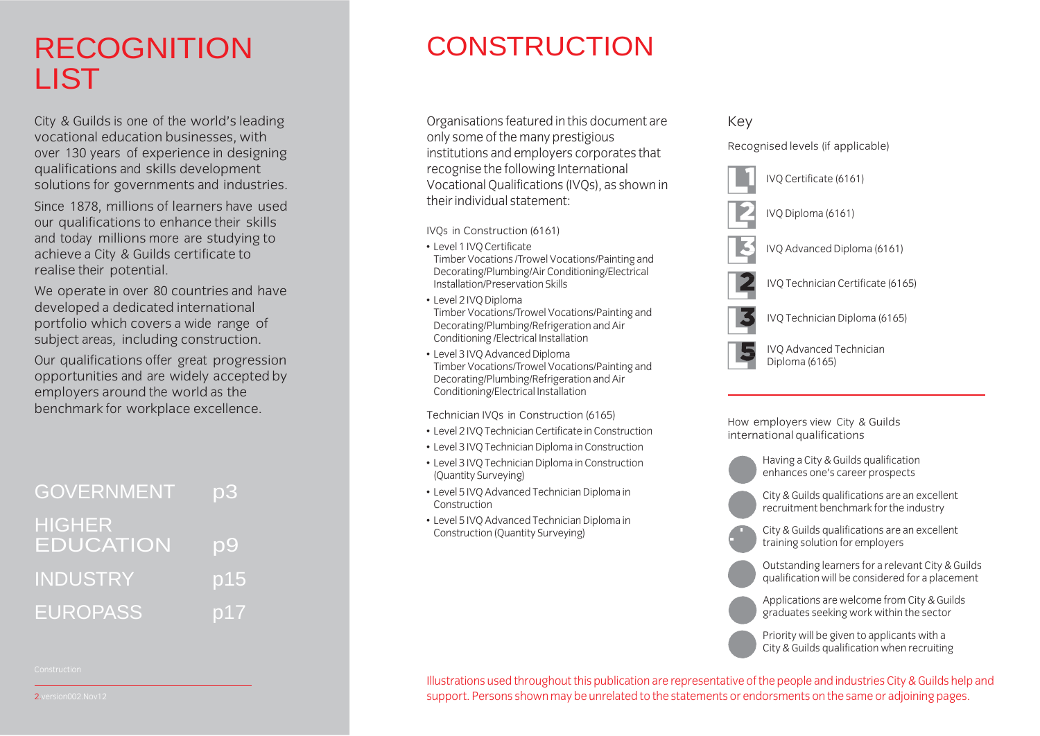# RECOGNITION LIST

City & Guilds is one of the world's leading vocational education businesses, with over 130 years of experience in designing qualifications and skills development solutions for governments and industries.

Since 1878, millions of learners have used our qualifications to enhance their skills and today millions more are studying to achieve a City & Guilds certificate to realise their potential.

We operate in over 80 countries and have developed a dedicated international portfolio which covers a wide range of subject areas, including construction.

Our qualifications offer great progression opportunities and are widely accepted by employers around the world as the benchmark for workplace excellence.

| | |
|---|---|
| GOVERNMENT | p3 |
| HIGHER EDUCATION | p9 |
| INDUSTRY | p15 |
| EUROPASS | p17 |

# CONSTRUCTION

Organisations featured in this document are only some of the many prestigious institutions and employers corporates that recognise the following International Vocational Qualifications (IVQs), as shown in their individual statement:

IVQs in Construction (6161)

- Level 1 IVQ Certificate
  Timber Vocations /Trowel Vocations/Painting and Decorating/Plumbing/Air Conditioning/Electrical Installation/Preservation Skills
- Level 2 IVQ Diploma
  Timber Vocations/Trowel Vocations/Painting and Decorating/Plumbing/Refrigeration and Air Conditioning /Electrical Installation
- Level 3 IVQ Advanced Diploma
  Timber Vocations/Trowel Vocations/Painting and Decorating/Plumbing/Refrigeration and Air Conditioning/Electrical Installation

Technician IVQs in Construction (6165)

- Level 2 IVQ Technician Certificate in Construction
- Level 3 IVQ Technician Diploma in Construction
- Level 3 IVQ Technician Diploma in Construction (Quantity Surveying)
- Level 5 IVQ Advanced Technician Diploma in Construction
- Level 5 IVQ Advanced Technician Diploma in Construction (Quantity Surveying)

## Key

Recognised levels (if applicable)

- L1 – IVQ Certificate (6161)
- L2 – IVQ Diploma (6161)
- L3 – IVQ Advanced Diploma (6161)
- 2 – IVQ Technician Certificate (6165)
- 3 – IVQ Technician Diploma (6165)
- 5 – IVQ Advanced Technician Diploma (6165)

How employers view City & Guilds international qualifications

- Having a City & Guilds qualification enhances one's career prospects
- City & Guilds qualifications are an excellent recruitment benchmark for the industry
- City & Guilds qualifications are an excellent training solution for employers
- Outstanding learners for a relevant City & Guilds qualification will be considered for a placement
- Applications are welcome from City & Guilds graduates seeking work within the sector
- Priority will be given to applicants with a City & Guilds qualification when recruiting

Illustrations used throughout this publication are representative of the people and industries City & Guilds help and support. Persons shown may be unrelated to the statements or endorsments on the same or adjoining pages.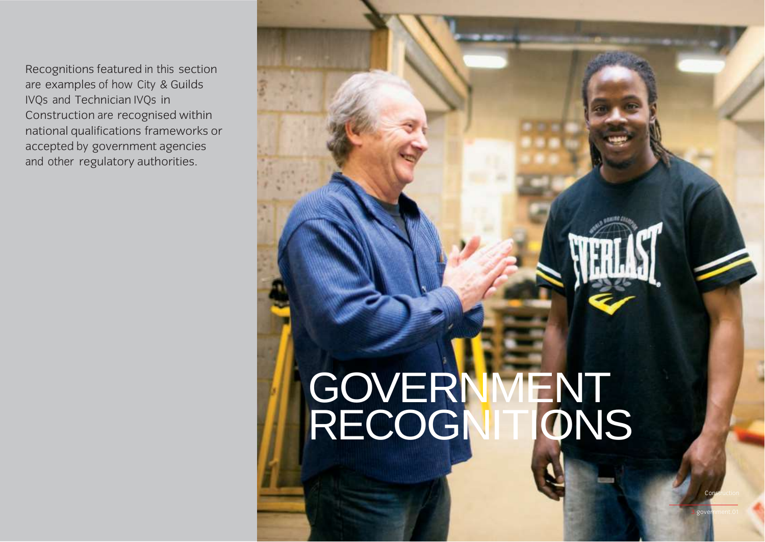# GOVERNMENT RECOGNITIONS

Recognitions featured in this section are examples of how City & Guilds IVQs and Technician IVQs in Construction are recognised within national qualifications frameworks or accepted by government agencies and other regulatory authorities.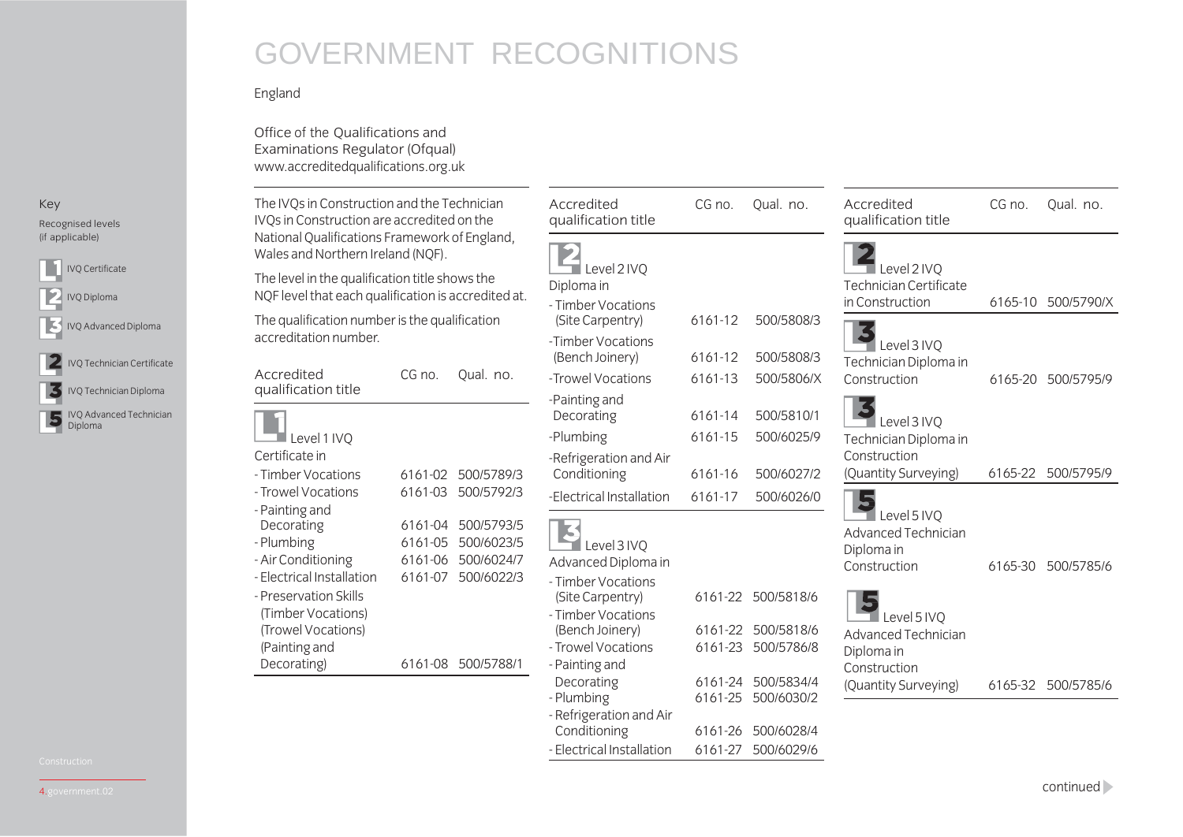# GOVERNMENT RECOGNITIONS

England

Office of the Qualifications and Examinations Regulator (Ofqual)
www.accreditedqualifications.org.uk

Key

Recognised levels (if applicable)

- L1 IVQ Certificate
- L2 IVQ Diploma
- L3 IVQ Advanced Diploma
- 2 IVQ Technician Certificate
- 3 IVQ Technician Diploma
- 5 IVQ Advanced Technician Diploma

The IVQs in Construction and the Technician IVQs in Construction are accredited on the National Qualifications Framework of England, Wales and Northern Ireland (NQF).

The level in the qualification title shows the NQF level that each qualification is accredited at.

The qualification number is the qualification accreditation number.

| Accredited qualification title | CG no. | Qual. no. |
|---|---|---|
| **L1 Level 1 IVQ Certificate in** | | |
| - Timber Vocations | 6161-02 | 500/5789/3 |
| - Trowel Vocations | 6161-03 | 500/5792/3 |
| - Painting and Decorating | 6161-04 | 500/5793/5 |
| - Plumbing | 6161-05 | 500/6023/5 |
| - Air Conditioning | 6161-06 | 500/6024/7 |
| - Electrical Installation | 6161-07 | 500/6022/3 |
| - Preservation Skills (Timber Vocations) (Trowel Vocations) (Painting and Decorating) | 6161-08 | 500/5788/1 |

| Accredited qualification title | CG no. | Qual. no. |
|---|---|---|
| **L2 Level 2 IVQ Diploma in** | | |
| - Timber Vocations (Site Carpentry) | 6161-12 | 500/5808/3 |
| -Timber Vocations (Bench Joinery) | 6161-12 | 500/5808/3 |
| -Trowel Vocations | 6161-13 | 500/5806/X |
| -Painting and Decorating | 6161-14 | 500/5810/1 |
| -Plumbing | 6161-15 | 500/6025/9 |
| -Refrigeration and Air Conditioning | 6161-16 | 500/6027/2 |
| -Electrical Installation | 6161-17 | 500/6026/0 |
| **L3 Level 3 IVQ Advanced Diploma in** | | |
| - Timber Vocations (Site Carpentry) | 6161-22 | 500/5818/6 |
| - Timber Vocations (Bench Joinery) | 6161-22 | 500/5818/6 |
| - Trowel Vocations | 6161-23 | 500/5786/8 |
| - Painting and Decorating | 6161-24 | 500/5834/4 |
| - Plumbing | 6161-25 | 500/6030/2 |
| - Refrigeration and Air Conditioning | 6161-26 | 500/6028/4 |
| - Electrical Installation | 6161-27 | 500/6029/6 |

| Accredited qualification title | CG no. | Qual. no. |
|---|---|---|
| **2** Level 2 IVQ Technician Certificate in Construction | 6165-10 | 500/5790/X |
| **3** Level 3 IVQ Technician Diploma in Construction | 6165-20 | 500/5795/9 |
| **3** Level 3 IVQ Technician Diploma in Construction (Quantity Surveying) | 6165-22 | 500/5795/9 |
| **5** Level 5 IVQ Advanced Technician Diploma in Construction | 6165-30 | 500/5785/6 |
| **5** Level 5 IVQ Advanced Technician Diploma in Construction (Quantity Surveying) | 6165-32 | 500/5785/6 |

continued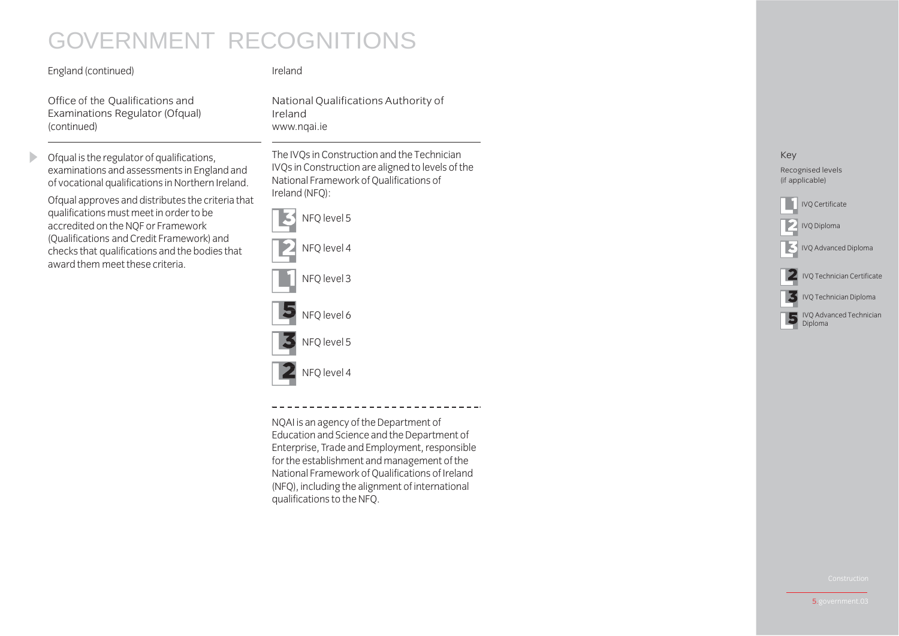# GOVERNMENT RECOGNITIONS

England (continued)

## Office of the Qualifications and Examinations Regulator (Ofqual) (continued)

Ofqual is the regulator of qualifications, examinations and assessments in England and of vocational qualifications in Northern Ireland.

Ofqual approves and distributes the criteria that qualifications must meet in order to be accredited on the NQF or Framework (Qualifications and Credit Framework) and checks that qualifications and the bodies that award them meet these criteria.

Ireland

## National Qualifications Authority of Ireland

www.nqai.ie

The IVQs in Construction and the Technician IVQs in Construction are aligned to levels of the National Framework of Qualifications of Ireland (NFQ):

- L3 NFQ level 5
- L2 NFQ level 4
- L1 NFQ level 3
- L5 NFQ level 6
- L3 NFQ level 5
- L2 NFQ level 4

NQAI is an agency of the Department of Education and Science and the Department of Enterprise, Trade and Employment, responsible for the establishment and management of the National Framework of Qualifications of Ireland (NFQ), including the alignment of international qualifications to the NFQ.

Key

Recognised levels (if applicable)

- L1 IVQ Certificate
- L2 IVQ Diploma
- L3 IVQ Advanced Diploma
- L2 IVQ Technician Certificate
- L3 IVQ Technician Diploma
- L5 IVQ Advanced Technician Diploma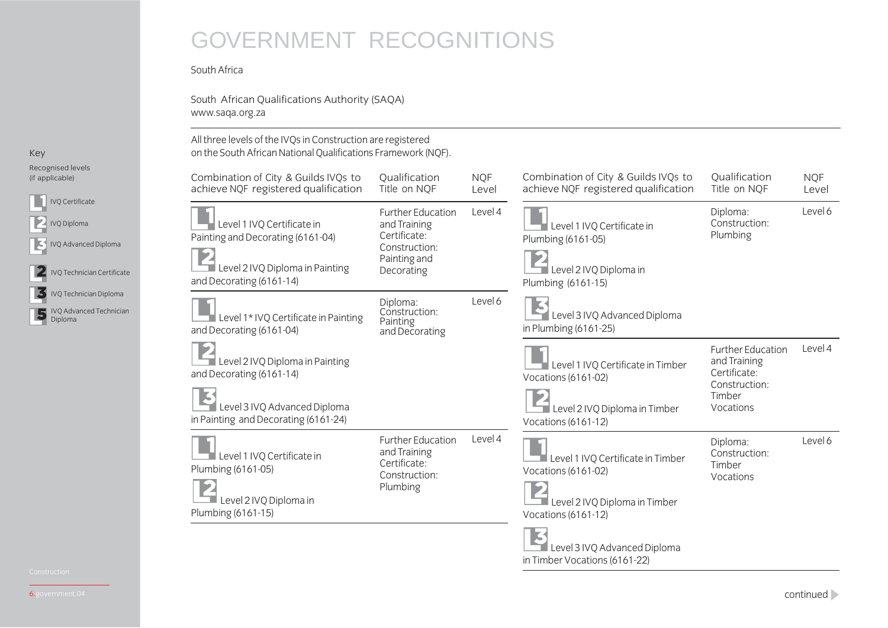# GOVERNMENT RECOGNITIONS

South Africa

South African Qualifications Authority (SAQA)
www.saqa.org.za

All three levels of the IVQs in Construction are registered on the South African National Qualifications Framework (NQF).

**Key**

Recognised levels (if applicable)

- L1 IVQ Certificate
- L2 IVQ Diploma
- L3 IVQ Advanced Diploma
- L2 IVQ Technician Certificate
- L3 IVQ Technician Diploma
- L5 IVQ Advanced Technician Diploma

| Combination of City & Guilds IVQs to achieve NQF registered qualification | Qualification Title on NQF | NQF Level |
|---|---|---|
| L1 Level 1 IVQ Certificate in Painting and Decorating (6161-04)<br>L2 Level 2 IVQ Diploma in Painting and Decorating (6161-14) | Further Education and Training Certificate: Construction: Painting and Decorating | Level 4 |
| L1 Level 1* IVQ Certificate in Painting and Decorating (6161-04)<br>L2 Level 2 IVQ Diploma in Painting and Decorating (6161-14)<br>L3 Level 3 IVQ Advanced Diploma in Painting and Decorating (6161-24) | Diploma: Construction: Painting and Decorating | Level 6 |
| L1 Level 1 IVQ Certificate in Plumbing (6161-05)<br>L2 Level 2 IVQ Diploma in Plumbing (6161-15) | Further Education and Training Certificate: Construction: Plumbing | Level 4 |
| L1 Level 1 IVQ Certificate in Plumbing (6161-05)<br>L2 Level 2 IVQ Diploma in Plumbing (6161-15)<br>L3 Level 3 IVQ Advanced Diploma in Plumbing (6161-25) | Diploma: Construction: Plumbing | Level 6 |
| L1 Level 1 IVQ Certificate in Timber Vocations (6161-02)<br>L2 Level 2 IVQ Diploma in Timber Vocations (6161-12) | Further Education and Training Certificate: Construction: Timber Vocations | Level 4 |
| L1 Level 1 IVQ Certificate in Timber Vocations (6161-02)<br>L2 Level 2 IVQ Diploma in Timber Vocations (6161-12)<br>L3 Level 3 IVQ Advanced Diploma in Timber Vocations (6161-22) | Diploma: Construction: Timber Vocations | Level 6 |

continued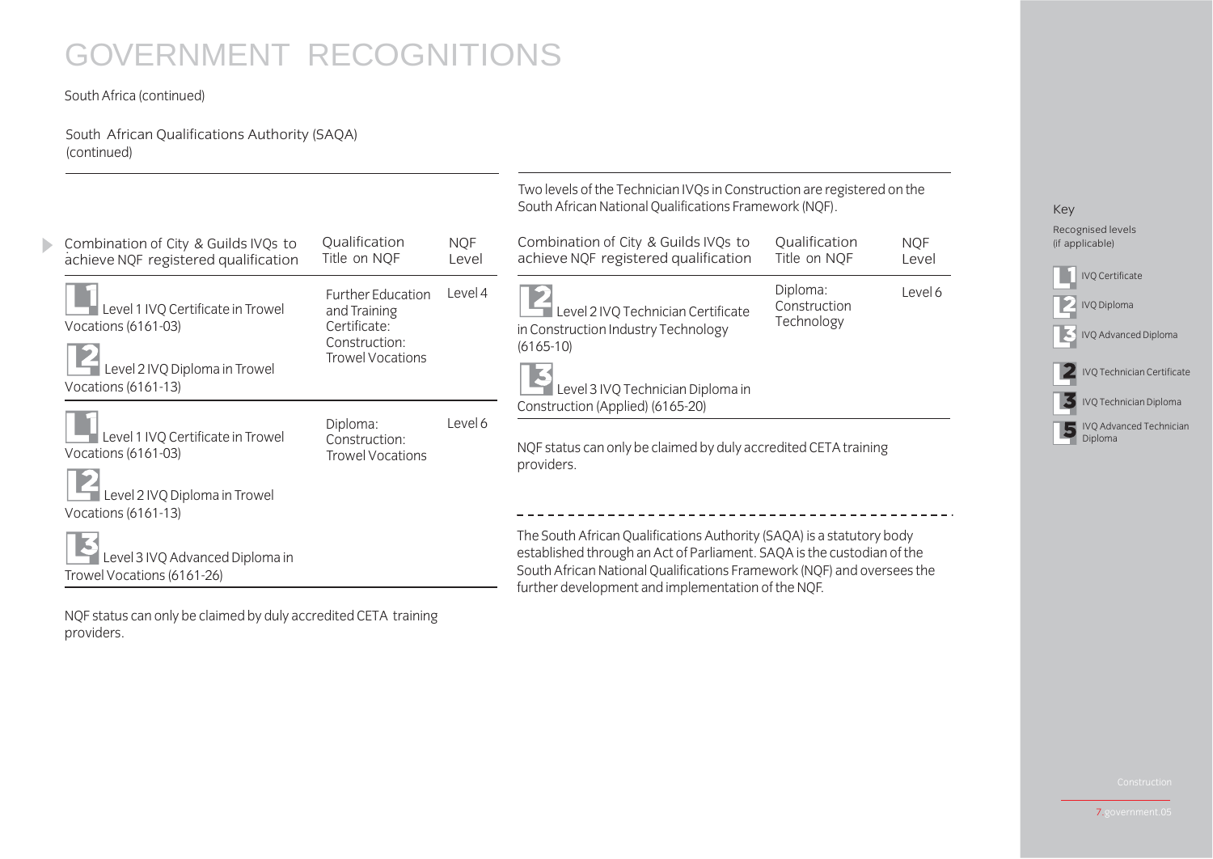# GOVERNMENT RECOGNITIONS

South Africa (continued)

South African Qualifications Authority (SAQA) (continued)

| Combination of City & Guilds IVQs to achieve NQF registered qualification | Qualification Title on NQF | NQF Level |
|---|---|---|
| L1 Level 1 IVQ Certificate in Trowel Vocations (6161-03)<br>L2 Level 2 IVQ Diploma in Trowel Vocations (6161-13) | Further Education and Training Certificate: Construction: Trowel Vocations | Level 4 |
| L1 Level 1 IVQ Certificate in Trowel Vocations (6161-03)<br>L2 Level 2 IVQ Diploma in Trowel Vocations (6161-13)<br>L3 Level 3 IVQ Advanced Diploma in Trowel Vocations (6161-26) | Diploma: Construction: Trowel Vocations | Level 6 |

NQF status can only be claimed by duly accredited CETA training providers.

Two levels of the Technician IVQs in Construction are registered on the South African National Qualifications Framework (NQF).

| Combination of City & Guilds IVQs to achieve NQF registered qualification | Qualification Title on NQF | NQF Level |
|---|---|---|
| 2 Level 2 IVQ Technician Certificate in Construction Industry Technology (6165-10)<br>3 Level 3 IVQ Technician Diploma in Construction (Applied) (6165-20) | Diploma: Construction Technology | Level 6 |

NQF status can only be claimed by duly accredited CETA training providers.

The South African Qualifications Authority (SAQA) is a statutory body established through an Act of Parliament. SAQA is the custodian of the South African National Qualifications Framework (NQF) and oversees the further development and implementation of the NQF.

Key

Recognised levels (if applicable)

- L1 IVQ Certificate
- L2 IVQ Diploma
- L3 IVQ Advanced Diploma
- 2 IVQ Technician Certificate
- 3 IVQ Technician Diploma
- 5 IVQ Advanced Technician Diploma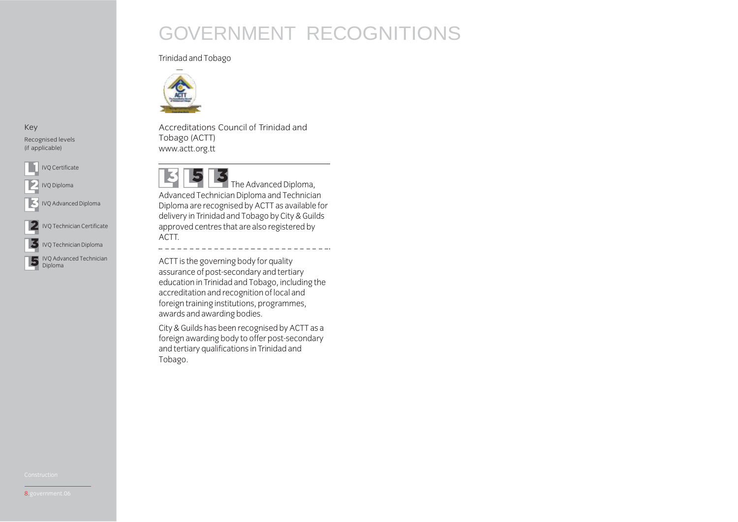# GOVERNMENT RECOGNITIONS

Trinidad and Tobago

Accreditations Council of Trinidad and Tobago (ACTT)
www.actt.org.tt

L3 L5 L3 The Advanced Diploma, Advanced Technician Diploma and Technician Diploma are recognised by ACTT as available for delivery in Trinidad and Tobago by City & Guilds approved centres that are also registered by ACTT.

ACTT is the governing body for quality assurance of post-secondary and tertiary education in Trinidad and Tobago, including the accreditation and recognition of local and foreign training institutions, programmes, awards and awarding bodies.

City & Guilds has been recognised by ACTT as a foreign awarding body to offer post-secondary and tertiary qualifications in Trinidad and Tobago.

Key

Recognised levels (if applicable)

- L1 IVQ Certificate
- L2 IVQ Diploma
- L3 IVQ Advanced Diploma
- L2 IVQ Technician Certificate
- L3 IVQ Technician Diploma
- L5 IVQ Advanced Technician Diploma

Construction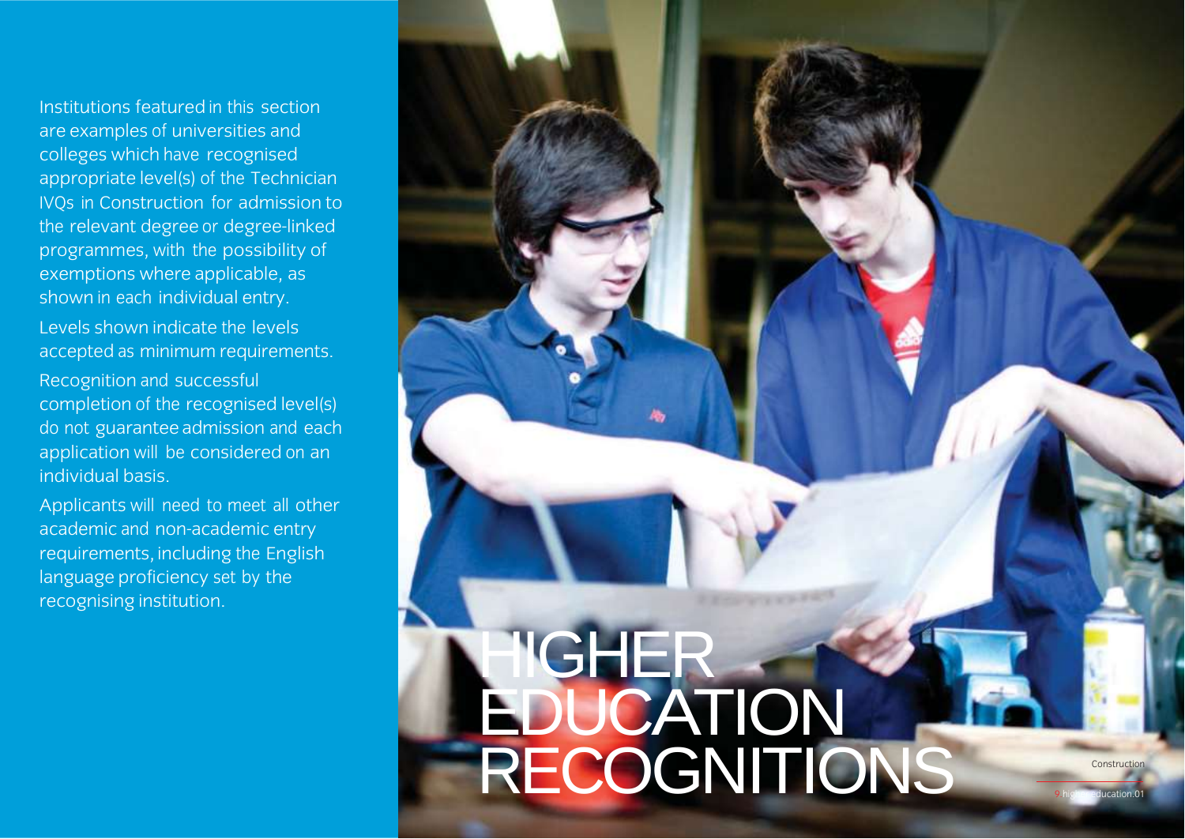# HIGHER EDUCATION RECOGNITIONS

Institutions featured in this section are examples of universities and colleges which have recognised appropriate level(s) of the Technician IVQs in Construction for admission to the relevant degree or degree-linked programmes, with the possibility of exemptions where applicable, as shown in each individual entry.

Levels shown indicate the levels accepted as minimum requirements.

Recognition and successful completion of the recognised level(s) do not guarantee admission and each application will be considered on an individual basis.

Applicants will need to meet all other academic and non-academic entry requirements, including the English language proficiency set by the recognising institution.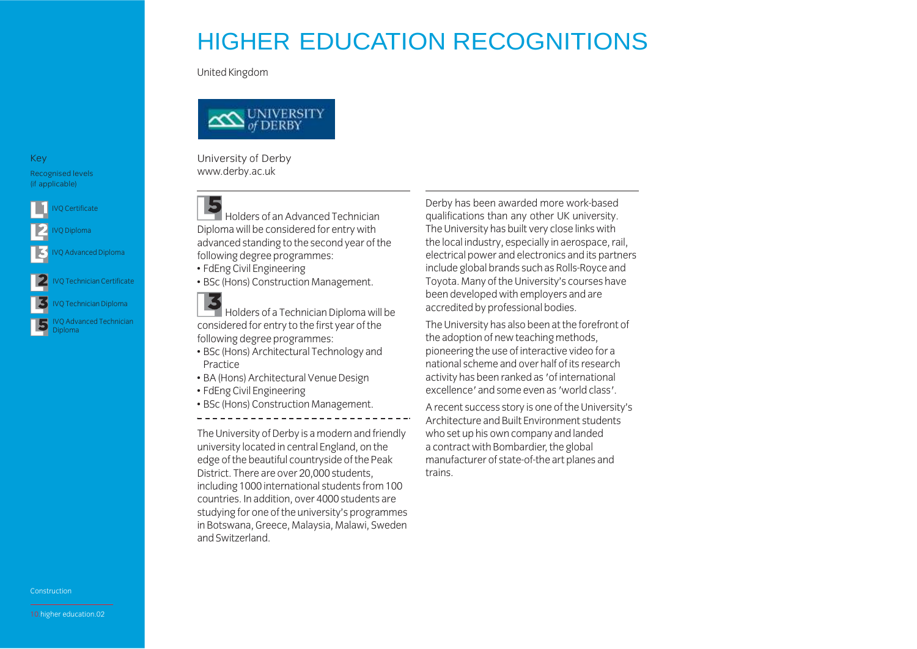# HIGHER EDUCATION RECOGNITIONS

United Kingdom

University of Derby
www.derby.ac.uk

**5** Holders of an Advanced Technician Diploma will be considered for entry with advanced standing to the second year of the following degree programmes:

- FdEng Civil Engineering
- BSc (Hons) Construction Management.

**3** Holders of a Technician Diploma will be considered for entry to the first year of the following degree programmes:

- BSc (Hons) Architectural Technology and Practice
- BA (Hons) Architectural Venue Design
- FdEng Civil Engineering
- BSc (Hons) Construction Management.

The University of Derby is a modern and friendly university located in central England, on the edge of the beautiful countryside of the Peak District. There are over 20,000 students, including 1000 international students from 100 countries. In addition, over 4000 students are studying for one of the university's programmes in Botswana, Greece, Malaysia, Malawi, Sweden and Switzerland.

Derby has been awarded more work-based qualifications than any other UK university. The University has built very close links with the local industry, especially in aerospace, rail, electrical power and electronics and its partners include global brands such as Rolls-Royce and Toyota. Many of the University's courses have been developed with employers and are accredited by professional bodies.

The University has also been at the forefront of the adoption of new teaching methods, pioneering the use of interactive video for a national scheme and over half of its research activity has been ranked as 'of international excellence' and some even as 'world class'.

A recent success story is one of the University's Architecture and Built Environment students who set up his own company and landed a contract with Bombardier, the global manufacturer of state-of-the art planes and trains.

Key

Recognised levels (if applicable)

- 1 IVQ Certificate
- 2 IVQ Diploma
- 3 IVQ Advanced Diploma
- 2 IVQ Technician Certificate
- 3 IVQ Technician Diploma
- 5 IVQ Advanced Technician Diploma

Construction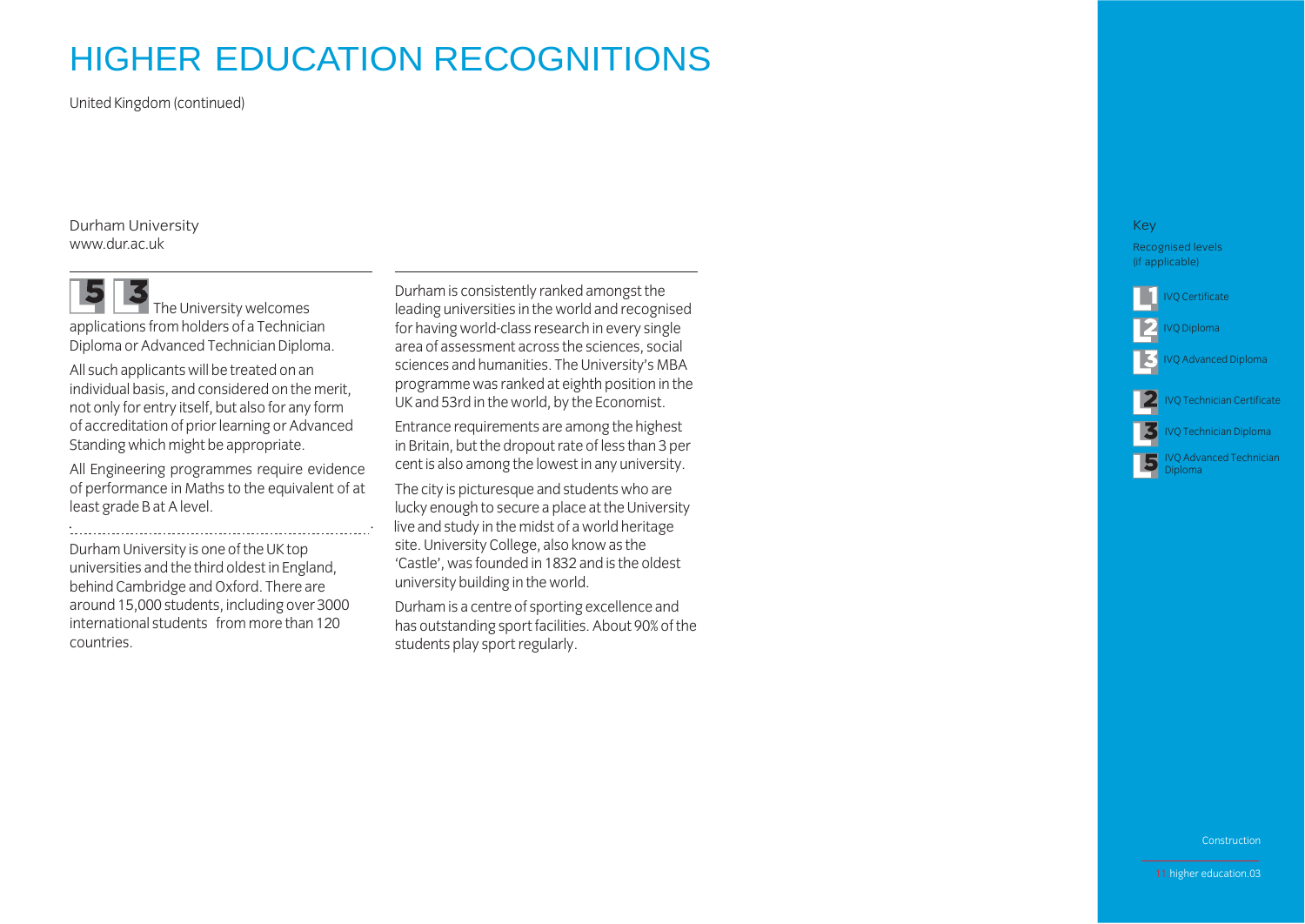# HIGHER EDUCATION RECOGNITIONS

United Kingdom (continued)

Durham University
www.dur.ac.uk

5 3 The University welcomes applications from holders of a Technician Diploma or Advanced Technician Diploma.

All such applicants will be treated on an individual basis, and considered on the merit, not only for entry itself, but also for any form of accreditation of prior learning or Advanced Standing which might be appropriate.

All Engineering programmes require evidence of performance in Maths to the equivalent of at least grade B at A level.

Durham University is one of the UK top universities and the third oldest in England, behind Cambridge and Oxford. There are around 15,000 students, including over 3000 international students from more than 120 countries.

Durham is consistently ranked amongst the leading universities in the world and recognised for having world-class research in every single area of assessment across the sciences, social sciences and humanities. The University's MBA programme was ranked at eighth position in the UK and 53rd in the world, by the Economist.

Entrance requirements are among the highest in Britain, but the dropout rate of less than 3 per cent is also among the lowest in any university.

The city is picturesque and students who are lucky enough to secure a place at the University live and study in the midst of a world heritage site. University College, also know as the 'Castle', was founded in 1832 and is the oldest university building in the world.

Durham is a centre of sporting excellence and has outstanding sport facilities. About 90% of the students play sport regularly.

Key

Recognised levels (if applicable)

- 1 IVQ Certificate
- 2 IVQ Diploma
- 3 IVQ Advanced Diploma
- 2 IVQ Technician Certificate
- 3 IVQ Technician Diploma
- 5 IVQ Advanced Technician Diploma

Construction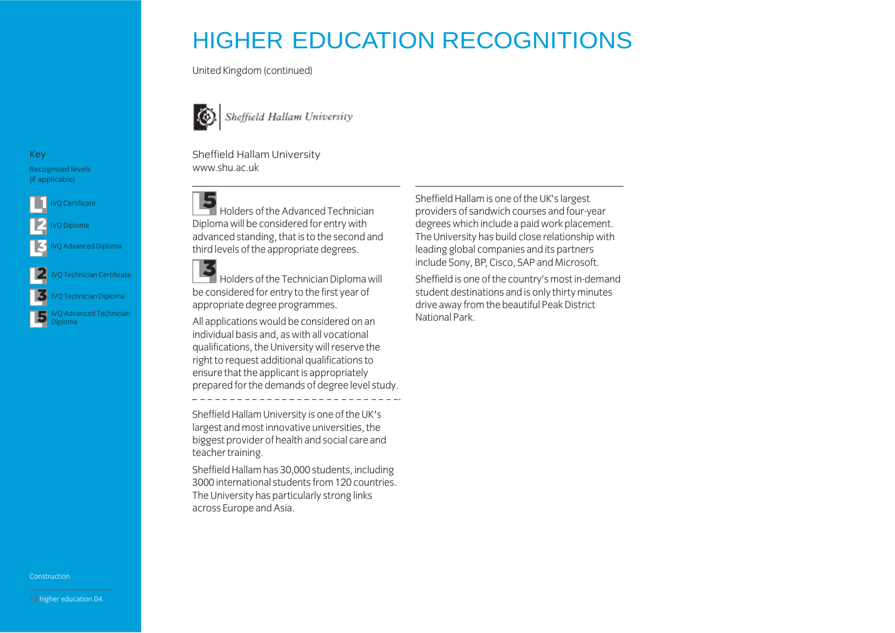# HIGHER EDUCATION RECOGNITIONS

United Kingdom (continued)

Sheffield Hallam University

Sheffield Hallam University
www.shu.ac.uk

**5** Holders of the Advanced Technician Diploma will be considered for entry with advanced standing, that is to the second and third levels of the appropriate degrees.

**3** Holders of the Technician Diploma will be considered for entry to the first year of appropriate degree programmes.

All applications would be considered on an individual basis and, as with all vocational qualifications, the University will reserve the right to request additional qualifications to ensure that the applicant is appropriately prepared for the demands of degree level study.

---

Sheffield Hallam University is one of the UK's largest and most innovative universities, the biggest provider of health and social care and teacher training.

Sheffield Hallam has 30,000 students, including 3000 international students from 120 countries. The University has particularly strong links across Europe and Asia.

Sheffield Hallam is one of the UK's largest providers of sandwich courses and four-year degrees which include a paid work placement. The University has build close relationship with leading global companies and its partners include Sony, BP, Cisco, SAP and Microsoft.

Sheffield is one of the country's most in-demand student destinations and is only thirty minutes drive away from the beautiful Peak District National Park.

Key

Recognised levels (if applicable)

- **1** IVQ Certificate
- **2** IVQ Diploma
- **3** IVQ Advanced Diploma
- **2** IVQ Technician Certificate
- **3** IVQ Technician Diploma
- **5** IVQ Advanced Technician Diploma

Construction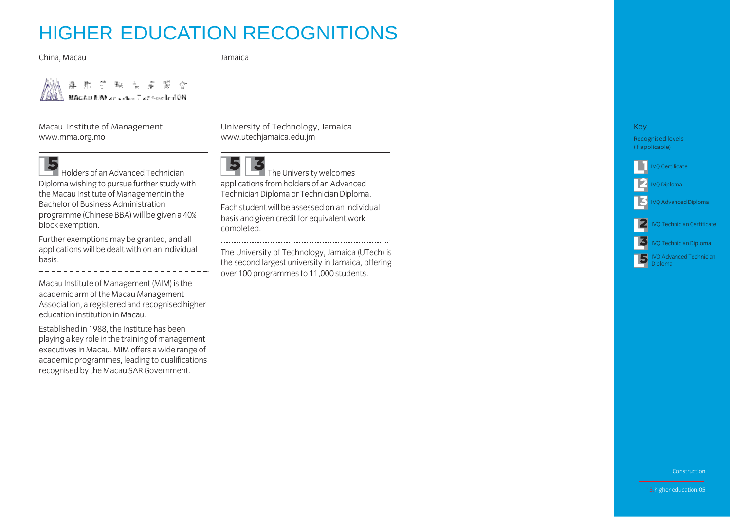# HIGHER EDUCATION RECOGNITIONS

## China, Macau

### Macau Institute of Management
www.mma.org.mo

5

Holders of an Advanced Technician Diploma wishing to pursue further study with the Macau Institute of Management in the Bachelor of Business Administration programme (Chinese BBA) will be given a 40% block exemption.

Further exemptions may be granted, and all applications will be dealt with on an individual basis.

Macau Institute of Management (MIM) is the academic arm of the Macau Management Association, a registered and recognised higher education institution in Macau.

Established in 1988, the Institute has been playing a key role in the training of management executives in Macau. MIM offers a wide range of academic programmes, leading to qualifications recognised by the Macau SAR Government.

## Jamaica

### University of Technology, Jamaica
www.utechjamaica.edu.jm

5 3

The University welcomes applications from holders of an Advanced Technician Diploma or Technician Diploma.

Each student will be assessed on an individual basis and given credit for equivalent work completed.

The University of Technology, Jamaica (UTech) is the second largest university in Jamaica, offering over 100 programmes to 11,000 students.

---

Key

Recognised levels (if applicable)

- 1 IVQ Certificate
- 2 IVQ Diploma
- 3 IVQ Advanced Diploma
- 2 IVQ Technician Certificate
- 3 IVQ Technician Diploma
- 5 IVQ Advanced Technician Diploma

Construction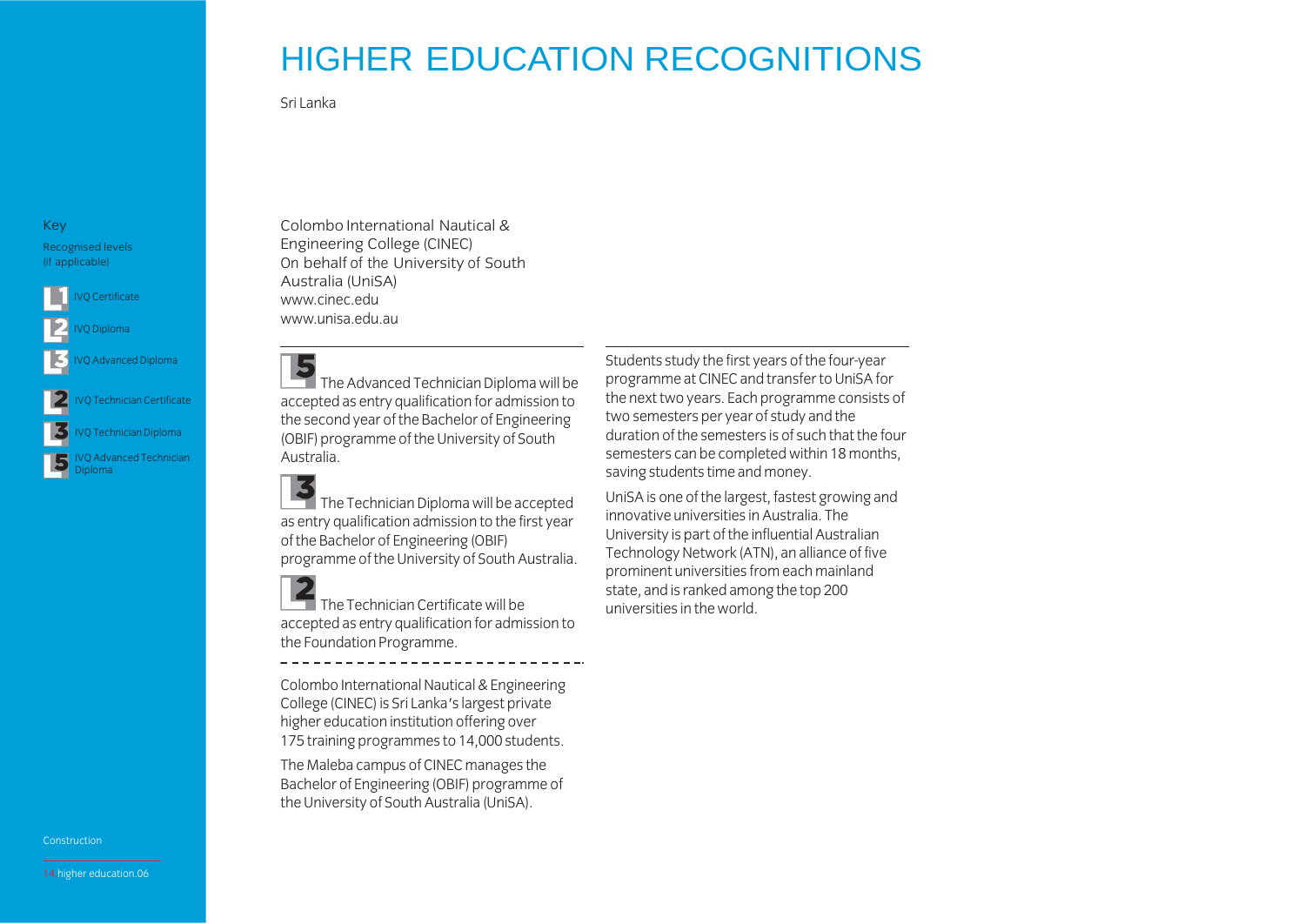# HIGHER EDUCATION RECOGNITIONS

Sri Lanka

Key

Recognised levels (if applicable)

- 1 IVQ Certificate
- 2 IVQ Diploma
- 3 IVQ Advanced Diploma
- 2 IVQ Technician Certificate
- 3 IVQ Technician Diploma
- 5 IVQ Advanced Technician Diploma

Colombo International Nautical & Engineering College (CINEC)
On behalf of the University of South Australia (UniSA)
www.cinec.edu
www.unisa.edu.au

**5** The Advanced Technician Diploma will be accepted as entry qualification for admission to the second year of the Bachelor of Engineering (OBIF) programme of the University of South Australia.

**3** The Technician Diploma will be accepted as entry qualification admission to the first year of the Bachelor of Engineering (OBIF) programme of the University of South Australia.

**2** The Technician Certificate will be accepted as entry qualification for admission to the Foundation Programme.

---

Colombo International Nautical & Engineering College (CINEC) is Sri Lanka's largest private higher education institution offering over 175 training programmes to 14,000 students.

The Maleba campus of CINEC manages the Bachelor of Engineering (OBIF) programme of the University of South Australia (UniSA).

Students study the first years of the four-year programme at CINEC and transfer to UniSA for the next two years. Each programme consists of two semesters per year of study and the duration of the semesters is of such that the four semesters can be completed within 18 months, saving students time and money.

UniSA is one of the largest, fastest growing and innovative universities in Australia. The University is part of the influential Australian Technology Network (ATN), an alliance of five prominent universities from each mainland state, and is ranked among the top 200 universities in the world.

Construction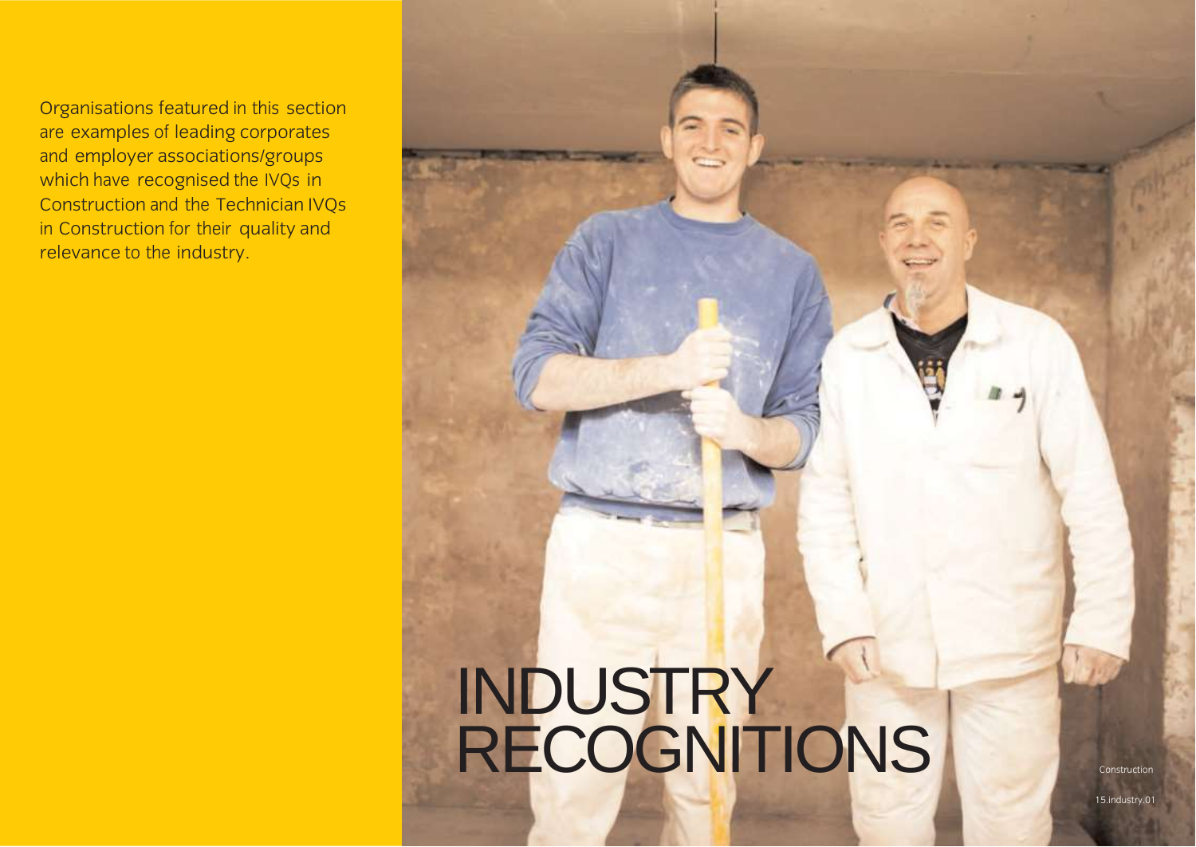Organisations featured in this section are examples of leading corporates and employer associations/groups which have recognised the IVQs in Construction and the Technician IVQs in Construction for their quality and relevance to the industry.

# INDUSTRY RECOGNITIONS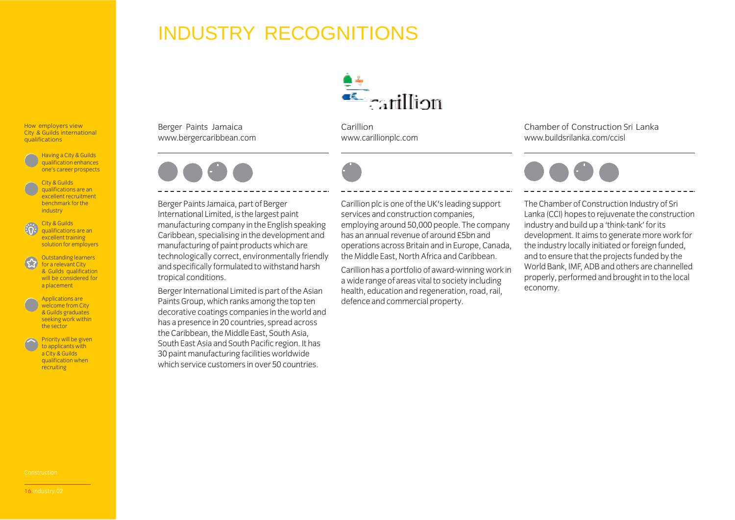# INDUSTRY RECOGNITIONS

How employers view City & Guilds international qualifications

- Having a City & Guilds qualification enhances one's career prospects
- City & Guilds qualifications are an excellent recruitment benchmark for the industry
- City & Guilds qualifications are an excellent training solution for employers
- Outstanding learners for a relevant City & Guilds qualification will be considered for a placement
- Applications are welcome from City & Guilds graduates seeking work within the sector
- Priority will be given to applicants with a City & Guilds qualification when recruiting

## Berger Paints Jamaica

www.bergercaribbean.com

Berger Paints Jamaica, part of Berger International Limited, is the largest paint manufacturing company in the English speaking Caribbean, specialising in the development and manufacturing of paint products which are technologically correct, environmentally friendly and specifically formulated to withstand harsh tropical conditions.

Berger International Limited is part of the Asian Paints Group, which ranks among the top ten decorative coatings companies in the world and has a presence in 20 countries, spread across the Caribbean, the Middle East, South Asia, South East Asia and South Pacific region. It has 30 paint manufacturing facilities worldwide which service customers in over 50 countries.

## Carillion

www.carillionplc.com

Carillion plc is one of the UK's leading support services and construction companies, employing around 50,000 people. The company has an annual revenue of around £5bn and operations across Britain and in Europe, Canada, the Middle East, North Africa and Caribbean.

Carillion has a portfolio of award-winning work in a wide range of areas vital to society including health, education and regeneration, road, rail, defence and commercial property.

## Chamber of Construction Sri Lanka

www.buildsrilanka.com/ccisl

The Chamber of Construction Industry of Sri Lanka (CCI) hopes to rejuvenate the construction industry and build up a 'think-tank' for its development. It aims to generate more work for the industry locally initiated or foreign funded, and to ensure that the projects funded by the World Bank, IMF, ADB and others are channelled properly, performed and brought in to the local economy.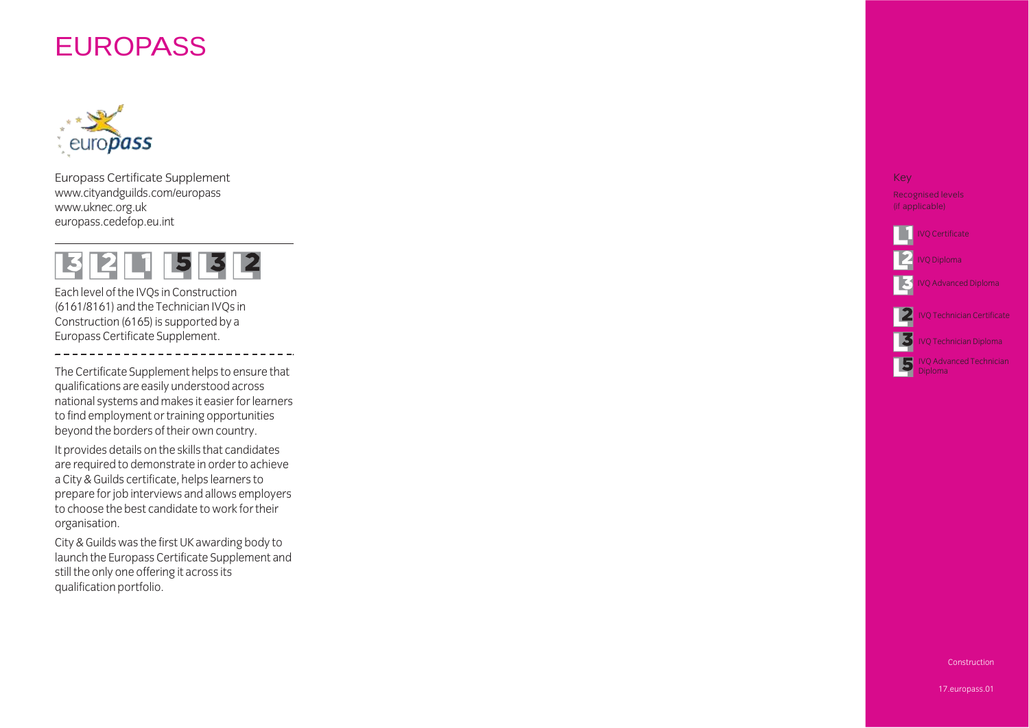# EUROPASS

Europass Certificate Supplement
www.cityandguilds.com/europass
www.uknec.org.uk
europass.cedefop.eu.int

L3 L2 L1 5 3 2

Each level of the IVQs in Construction (6161/8161) and the Technician IVQs in Construction (6165) is supported by a Europass Certificate Supplement.

The Certificate Supplement helps to ensure that qualifications are easily understood across national systems and makes it easier for learners to find employment or training opportunities beyond the borders of their own country.

It provides details on the skills that candidates are required to demonstrate in order to achieve a City & Guilds certificate, helps learners to prepare for job interviews and allows employers to choose the best candidate to work for their organisation.

City & Guilds was the first UK awarding body to launch the Europass Certificate Supplement and still the only one offering it across its qualification portfolio.

Key

Recognised levels (if applicable)

- L1 IVQ Certificate
- L2 IVQ Diploma
- L3 IVQ Advanced Diploma
- 2 IVQ Technician Certificate
- 3 IVQ Technician Diploma
- 5 IVQ Advanced Technician Diploma

Construction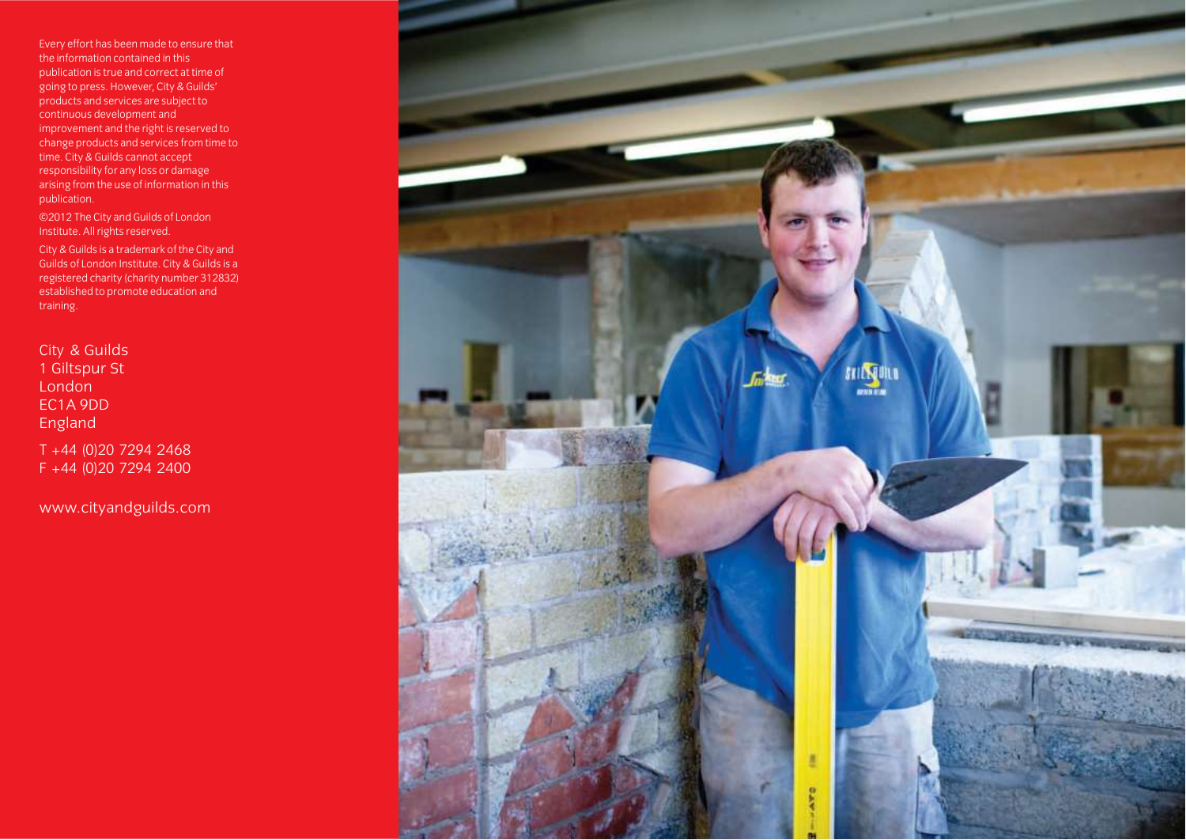Every effort has been made to ensure that the information contained in this publication is true and correct at time of going to press. However, City & Guilds' products and services are subject to continuous development and improvement and the right is reserved to change products and services from time to time. City & Guilds cannot accept responsibility for any loss or damage arising from the use of information in this publication.

©2012 The City and Guilds of London Institute. All rights reserved.

City & Guilds is a trademark of the City and Guilds of London Institute. City & Guilds is a registered charity (charity number 312832) established to promote education and training.

City & Guilds
1 Giltspur St
London
EC1A 9DD
England

T +44 (0)20 7294 2468
F +44 (0)20 7294 2400

www.cityandguilds.com